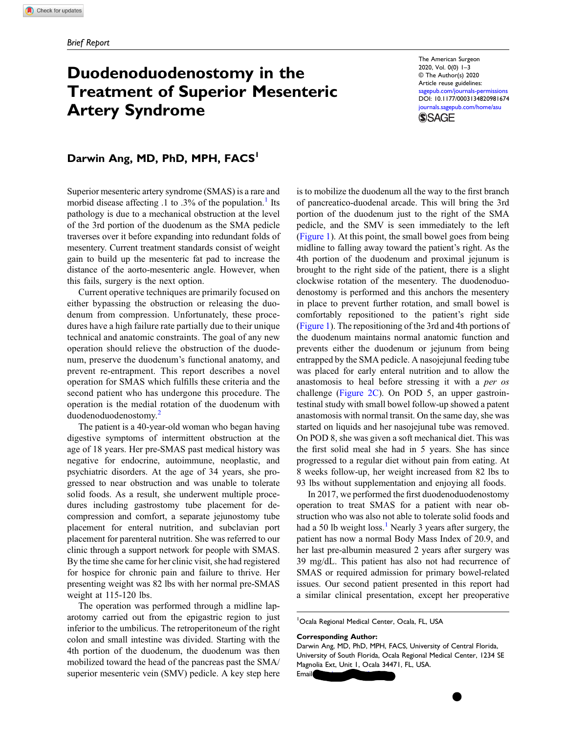Brief Report

# Duodenoduodenostomy in the Treatment of Superior Mesenteric Artery Syndrome

**Darwin Ang, MD, PhD, MPH, FACS**[1]

Superior mesenteric artery syndrome (SMAS) is a rare and morbid disease affecting .1 to .3% of the population.[1] Its pathology is due to a mechanical obstruction at the level of the 3rd portion of the duodenum as the SMA pedicle traverses over it before expanding into redundant folds of mesentery. Current treatment standards consist of weight gain to build up the mesenteric fat pad to increase the distance of the aorto-mesenteric angle. However, when this fails, surgery is the next option.

Current operative techniques are primarily focused on either bypassing the obstruction or releasing the duodenum from compression. Unfortunately, these procedures have a high failure rate partially due to their unique technical and anatomic constraints. The goal of any new operation should relieve the obstruction of the duodenum, preserve the duodenum's functional anatomy, and prevent re-entrapment. This report describes a novel operation for SMAS which fulfills these criteria and the second patient who has undergone this procedure. The operation is the medial rotation of the duodenum with duodenoduodenostomy.[2]

The patient is a 40-year-old woman who began having digestive symptoms of intermittent obstruction at the age of 18 years. Her pre-SMAS past medical history was negative for endocrine, autoimmune, neoplastic, and psychiatric disorders. At the age of 34 years, she progressed to near obstruction and was unable to tolerate solid foods. As a result, she underwent multiple procedures including gastrostomy tube placement for decompression and comfort, a separate jejunostomy tube placement for enteral nutrition, and subclavian port placement for parenteral nutrition. She was referred to our clinic through a support network for people with SMAS. By the time she came for her clinic visit, she had registered for hospice for chronic pain and failure to thrive. Her presenting weight was 82 lbs with her normal pre-SMAS weight at 115-120 lbs.

The operation was performed through a midline laparotomy carried out from the epigastric region to just inferior to the umbilicus. The retroperitoneum of the right colon and small intestine was divided. Starting with the 4th portion of the duodenum, the duodenum was then mobilized toward the head of the pancreas past the SMA/superior mesenteric vein (SMV) pedicle. A key step here is to mobilize the duodenum all the way to the first branch of pancreatico-duodenal arcade. This will bring the 3rd portion of the duodenum just to the right of the SMA pedicle, and the SMV is seen immediately to the left (Figure 1). At this point, the small bowel goes from being midline to falling away toward the patient's right. As the 4th portion of the duodenum and proximal jejunum is brought to the right side of the patient, there is a slight clockwise rotation of the mesentery. The duodenoduodenostomy is performed and this anchors the mesentery in place to prevent further rotation, and small bowel is comfortably repositioned to the patient's right side (Figure 1). The repositioning of the 3rd and 4th portions of the duodenum maintains normal anatomic function and prevents either the duodenum or jejunum from being entrapped by the SMA pedicle. A nasojejunal feeding tube was placed for early enteral nutrition and to allow the anastomosis to heal before stressing it with a *per os* challenge (Figure 2C). On POD 5, an upper gastrointestinal study with small bowel follow-up showed a patent anastomosis with normal transit. On the same day, she was started on liquids and her nasojejunal tube was removed. On POD 8, she was given a soft mechanical diet. This was the first solid meal she had in 5 years. She has since progressed to a regular diet without pain from eating. At 8 weeks follow-up, her weight increased from 82 lbs to 93 lbs without supplementation and enjoying all foods.

In 2017, we performed the first duodenoduodenostomy operation to treat SMAS for a patient with near obstruction who was also not able to tolerate solid foods and had a 50 lb weight loss.[1] Nearly 3 years after surgery, the patient has now a normal Body Mass Index of 20.9, and her last pre-albumin measured 2 years after surgery was 39 mg/dL. This patient has also not had recurrence of SMAS or required admission for primary bowel-related issues. Our second patient presented in this report had a similar clinical presentation, except her preoperative

---

[1] Ocala Regional Medical Center, Ocala, FL, USA

**Corresponding Author:**
Darwin Ang, MD, PhD, MPH, FACS, University of Central Florida, University of South Florida, Ocala Regional Medical Center, 1234 SE Magnolia Ext, Unit 1, Ocala 34471, FL, USA.
Email: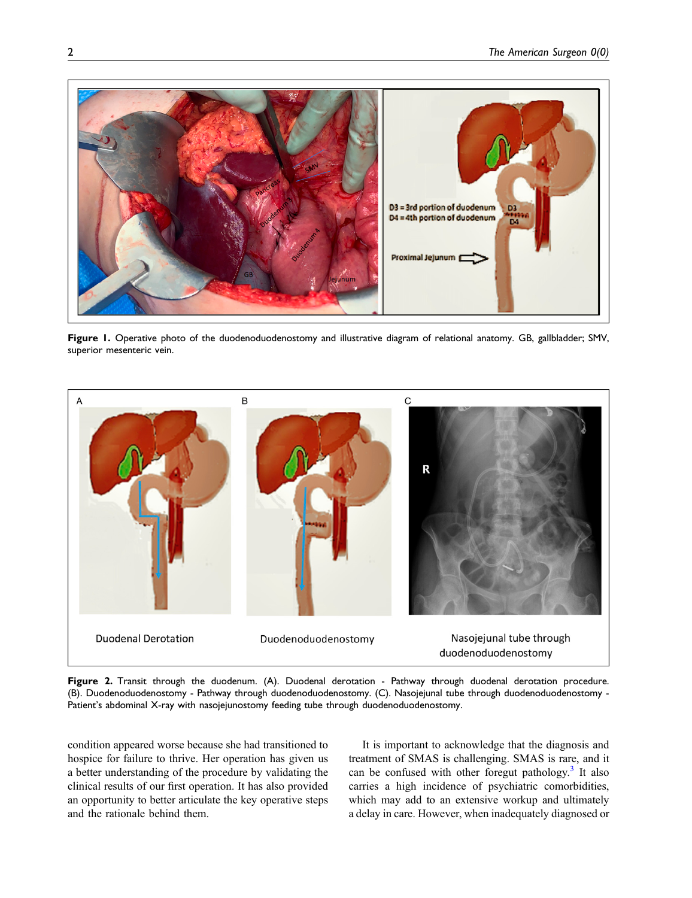**Figure 1.** Operative photo of the duodenoduodenostomy and illustrative diagram of relational anatomy. GB, gallbladder; SMV, superior mesenteric vein.

**Figure 2.** Transit through the duodenum. (A). Duodenal derotation - Pathway through duodenal derotation procedure. (B). Duodenoduodenostomy - Pathway through duodenoduodenostomy. (C). Nasojejunal tube through duodenoduodenostomy - Patient's abdominal X-ray with nasojejunostomy feeding tube through duodenoduodenostomy.

condition appeared worse because she had transitioned to hospice for failure to thrive. Her operation has given us a better understanding of the procedure by validating the clinical results of our first operation. It has also provided an opportunity to better articulate the key operative steps and the rationale behind them.

It is important to acknowledge that the diagnosis and treatment of SMAS is challenging. SMAS is rare, and it can be confused with other foregut pathology.[3] It also carries a high incidence of psychiatric comorbidities, which may add to an extensive workup and ultimately a delay in care. However, when inadequately diagnosed or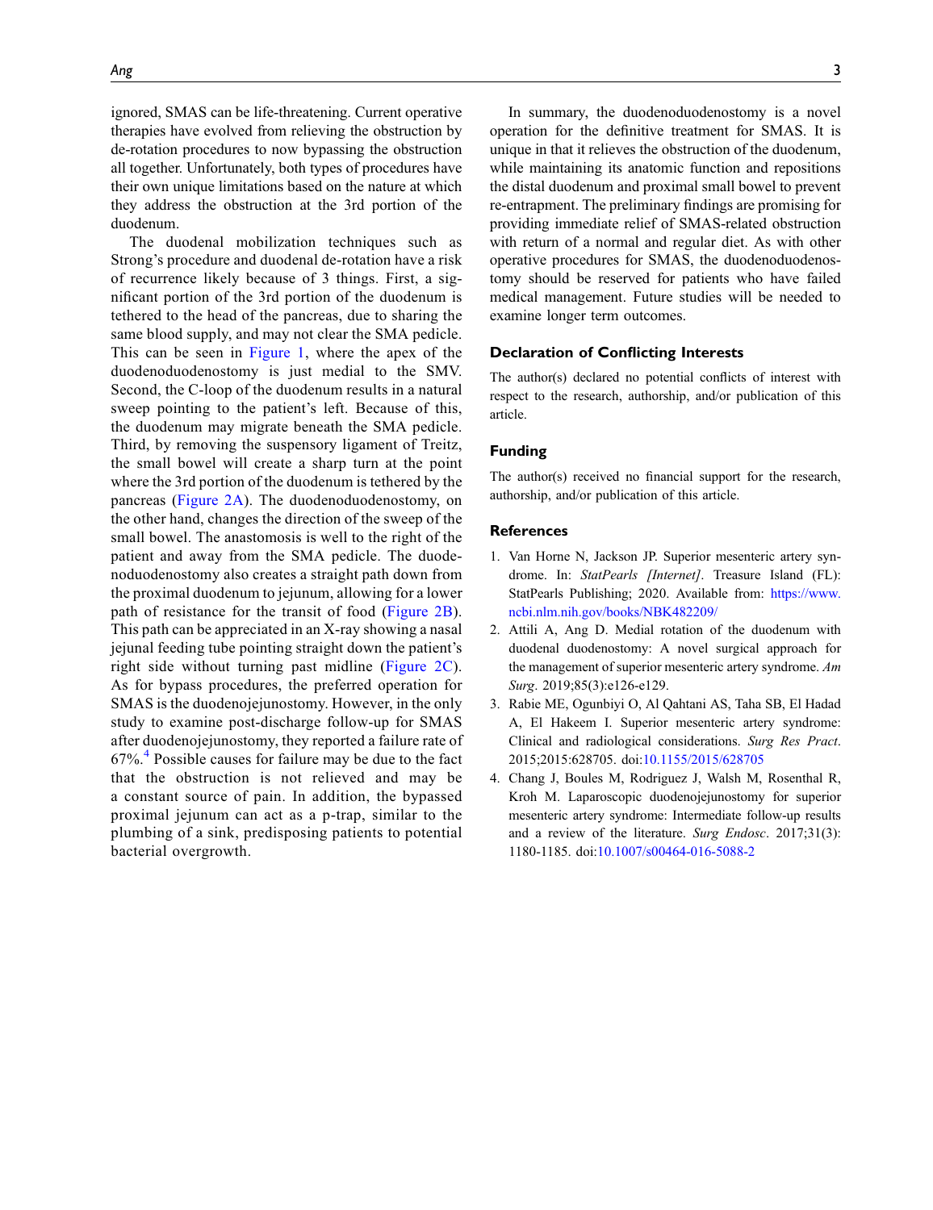ignored, SMAS can be life-threatening. Current operative therapies have evolved from relieving the obstruction by de-rotation procedures to now bypassing the obstruction all together. Unfortunately, both types of procedures have their own unique limitations based on the nature at which they address the obstruction at the 3rd portion of the duodenum.

The duodenal mobilization techniques such as Strong's procedure and duodenal de-rotation have a risk of recurrence likely because of 3 things. First, a significant portion of the 3rd portion of the duodenum is tethered to the head of the pancreas, due to sharing the same blood supply, and may not clear the SMA pedicle. This can be seen in Figure 1, where the apex of the duodenoduodenostomy is just medial to the SMV. Second, the C-loop of the duodenum results in a natural sweep pointing to the patient's left. Because of this, the duodenum may migrate beneath the SMA pedicle. Third, by removing the suspensory ligament of Treitz, the small bowel will create a sharp turn at the point where the 3rd portion of the duodenum is tethered by the pancreas (Figure 2A). The duodenoduodenostomy, on the other hand, changes the direction of the sweep of the small bowel. The anastomosis is well to the right of the patient and away from the SMA pedicle. The duodenoduodenostomy also creates a straight path down from the proximal duodenum to jejunum, allowing for a lower path of resistance for the transit of food (Figure 2B). This path can be appreciated in an X-ray showing a nasal jejunal feeding tube pointing straight down the patient's right side without turning past midline (Figure 2C). As for bypass procedures, the preferred operation for SMAS is the duodenojejunostomy. However, in the only study to examine post-discharge follow-up for SMAS after duodenojejunostomy, they reported a failure rate of 67%.[4] Possible causes for failure may be due to the fact that the obstruction is not relieved and may be a constant source of pain. In addition, the bypassed proximal jejunum can act as a p-trap, similar to the plumbing of a sink, predisposing patients to potential bacterial overgrowth.

In summary, the duodenoduodenostomy is a novel operation for the definitive treatment for SMAS. It is unique in that it relieves the obstruction of the duodenum, while maintaining its anatomic function and repositions the distal duodenum and proximal small bowel to prevent re-entrapment. The preliminary findings are promising for providing immediate relief of SMAS-related obstruction with return of a normal and regular diet. As with other operative procedures for SMAS, the duodenoduodenostomy should be reserved for patients who have failed medical management. Future studies will be needed to examine longer term outcomes.

## Declaration of Conflicting Interests

The author(s) declared no potential conflicts of interest with respect to the research, authorship, and/or publication of this article.

## Funding

The author(s) received no financial support for the research, authorship, and/or publication of this article.

## References

1. Van Horne N, Jackson JP. Superior mesenteric artery syndrome. In: *StatPearls [Internet]*. Treasure Island (FL): StatPearls Publishing; 2020. Available from: https://www.ncbi.nlm.nih.gov/books/NBK482209/
2. Attili A, Ang D. Medial rotation of the duodenum with duodenal duodenostomy: A novel surgical approach for the management of superior mesenteric artery syndrome. *Am Surg*. 2019;85(3):e126-e129.
3. Rabie ME, Ogunbiyi O, Al Qahtani AS, Taha SB, El Hadad A, El Hakeem I. Superior mesenteric artery syndrome: Clinical and radiological considerations. *Surg Res Pract*. 2015;2015:628705. doi:10.1155/2015/628705
4. Chang J, Boules M, Rodriguez J, Walsh M, Rosenthal R, Kroh M. Laparoscopic duodenojejunostomy for superior mesenteric artery syndrome: Intermediate follow-up results and a review of the literature. *Surg Endosc*. 2017;31(3): 1180-1185. doi:10.1007/s00464-016-5088-2